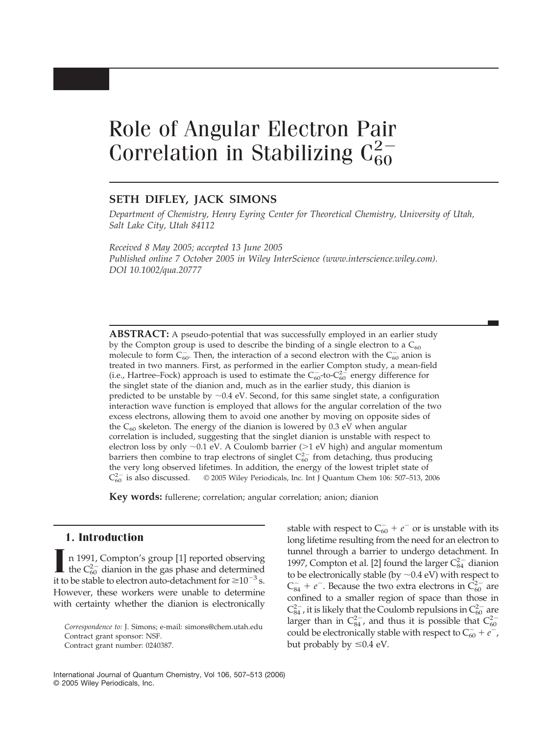# Role of Angular Electron Pair Correlation in Stabilizing $C_{60}^{2-}$

**SETH DIFLEY, JACK SIMONS**

*Department of Chemistry, Henry Eyring Center for Theoretical Chemistry, University of Utah, Salt Lake City, Utah 84112*

*Received 8 May 2005; accepted 13 June 2005*
*Published online 7 October 2005 in Wiley InterScience (www.interscience.wiley.com).*
*DOI 10.1002/qua.20777*

**ABSTRACT:** A pseudo-potential that was successfully employed in an earlier study by the Compton group is used to describe the binding of a single electron to a $C_{60}$ molecule to form $C_{60}^{-}$. Then, the interaction of a second electron with the $C_{60}^{-}$ anion is treated in two manners. First, as performed in the earlier Compton study, a mean-field (i.e., Hartree–Fock) approach is used to estimate the $C_{60}^{-}$-to-$C_{60}^{2-}$ energy difference for the singlet state of the dianion and, much as in the earlier study, this dianion is predicted to be unstable by ~0.4 eV. Second, for this same singlet state, a configuration interaction wave function is employed that allows for the angular correlation of the two excess electrons, allowing them to avoid one another by moving on opposite sides of the $C_{60}$ skeleton. The energy of the dianion is lowered by 0.3 eV when angular correlation is included, suggesting that the singlet dianion is unstable with respect to electron loss by only ~0.1 eV. A Coulomb barrier (>1 eV high) and angular momentum barriers then combine to trap electrons of singlet $C_{60}^{2-}$ from detaching, thus producing the very long observed lifetimes. In addition, the energy of the lowest triplet state of $C_{60}^{2-}$ is also discussed. © 2005 Wiley Periodicals, Inc. Int J Quantum Chem 106: 507–513, 2006

**Key words:** fullerene; correlation; angular correlation; anion; dianion

## 1. Introduction

In 1991, Compton's group [1] reported observing the $C_{60}^{2-}$ dianion in the gas phase and determined it to be stable to electron auto-detachment for $\geq 10^{-3}$ s. However, these workers were unable to determine with certainty whether the dianion is electronically stable with respect to $C_{60}^{-} + e^{-}$ or is unstable with its long lifetime resulting from the need for an electron to tunnel through a barrier to undergo detachment. In 1997, Compton et al. [2] found the larger $C_{84}^{2-}$ dianion to be electronically stable (by ~0.4 eV) with respect to $C_{84}^{-} + e^{-}$. Because the two extra electrons in $C_{60}^{2-}$ are confined to a smaller region of space than those in $C_{84}^{2-}$, it is likely that the Coulomb repulsions in $C_{60}^{2-}$ are larger than in $C_{84}^{2-}$, and thus it is possible that $C_{60}^{2-}$ could be electronically stable with respect to $C_{60}^{-} + e^{-}$, but probably by $\leq$0.4 eV.

*Correspondence to:* J. Simons; e-mail: simons@chem.utah.edu
Contract grant sponsor: NSF.
Contract grant number: 0240387.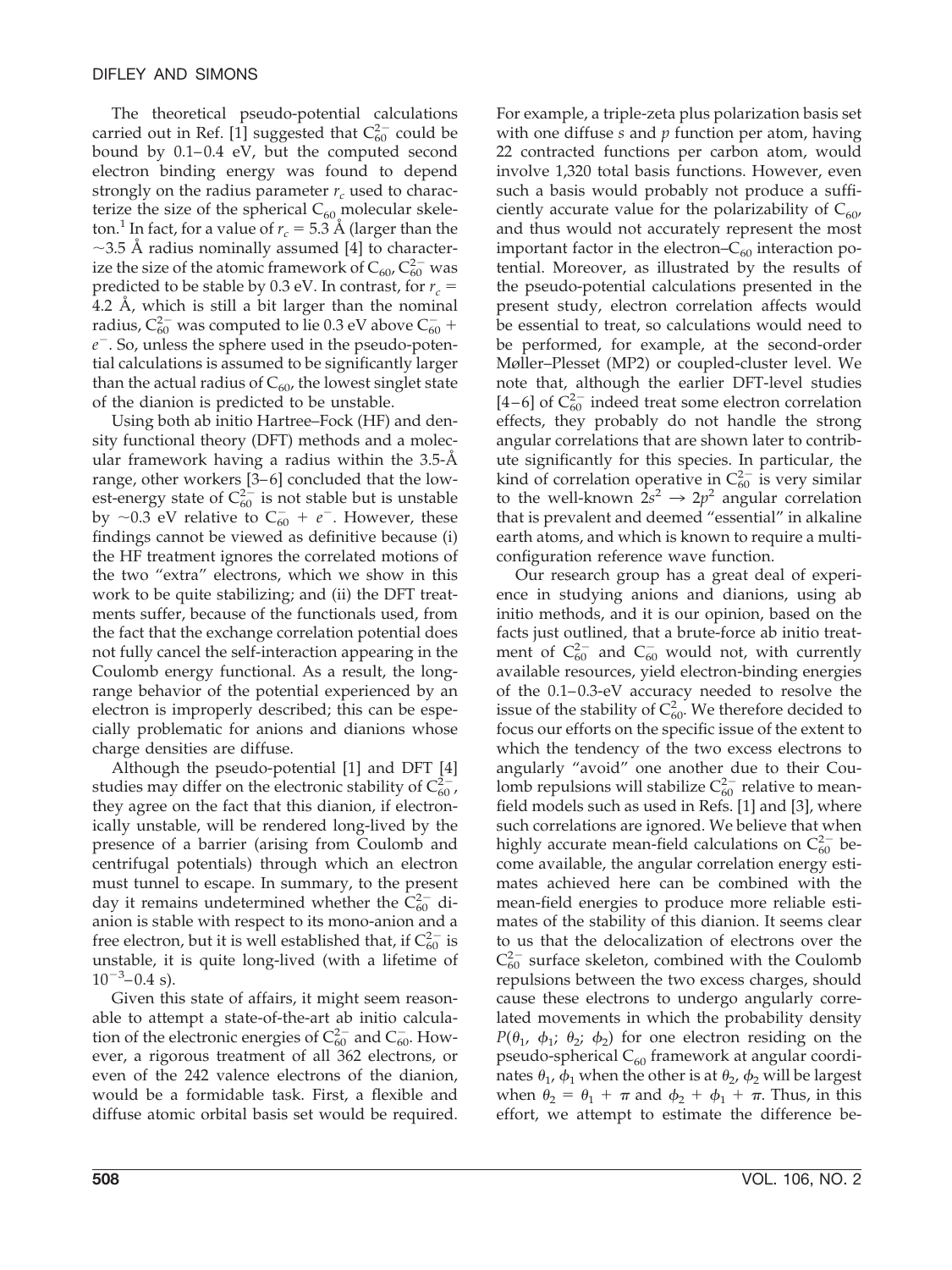The theoretical pseudo-potential calculations carried out in Ref. [1] suggested that $C_{60}^{2-}$ could be bound by 0.1–0.4 eV, but the computed second electron binding energy was found to depend strongly on the radius parameter $r_c$ used to characterize the size of the spherical $C_{60}$ molecular skeleton.[1] In fact, for a value of $r_c$ = 5.3 Å (larger than the ~3.5 Å radius nominally assumed [4] to characterize the size of the atomic framework of $C_{60}$, $C_{60}^{2-}$ was predicted to be stable by 0.3 eV. In contrast, for $r_c$ = 4.2 Å, which is still a bit larger than the nominal radius, $C_{60}^{2-}$ was computed to lie 0.3 eV above $C_{60}^{-}$ + $e^{-}$. So, unless the sphere used in the pseudo-potential calculations is assumed to be significantly larger than the actual radius of $C_{60}$, the lowest singlet state of the dianion is predicted to be unstable.

Using both ab initio Hartree–Fock (HF) and density functional theory (DFT) methods and a molecular framework having a radius within the 3.5-Å range, other workers [3–6] concluded that the lowest-energy state of $C_{60}^{2-}$ is not stable but is unstable by ~0.3 eV relative to $C_{60}^{-}$ + $e^{-}$. However, these findings cannot be viewed as definitive because (i) the HF treatment ignores the correlated motions of the two "extra" electrons, which we show in this work to be quite stabilizing; and (ii) the DFT treatments suffer, because of the functionals used, from the fact that the exchange correlation potential does not fully cancel the self-interaction appearing in the Coulomb energy functional. As a result, the long-range behavior of the potential experienced by an electron is improperly described; this can be especially problematic for anions and dianions whose charge densities are diffuse.

Although the pseudo-potential [1] and DFT [4] studies may differ on the electronic stability of $C_{60}^{2-}$, they agree on the fact that this dianion, if electronically unstable, will be rendered long-lived by the presence of a barrier (arising from Coulomb and centrifugal potentials) through which an electron must tunnel to escape. In summary, to the present day it remains undetermined whether the $C_{60}^{2-}$ dianion is stable with respect to its mono-anion and a free electron, but it is well established that, if $C_{60}^{2-}$ is unstable, it is quite long-lived (with a lifetime of $10^{-3}$–0.4 s).

Given this state of affairs, it might seem reasonable to attempt a state-of-the-art ab initio calculation of the electronic energies of $C_{60}^{2-}$ and $C_{60}^{-}$. However, a rigorous treatment of all 362 electrons, or even of the 242 valence electrons of the dianion, would be a formidable task. First, a flexible and diffuse atomic orbital basis set would be required. For example, a triple-zeta plus polarization basis set with one diffuse *s* and *p* function per atom, having 22 contracted functions per carbon atom, would involve 1,320 total basis functions. However, even such a basis would probably not produce a sufficiently accurate value for the polarizability of $C_{60}$, and thus would not accurately represent the most important factor in the electron–$C_{60}$ interaction potential. Moreover, as illustrated by the results of the pseudo-potential calculations presented in the present study, electron correlation affects would be essential to treat, so calculations would need to be performed, for example, at the second-order Møller–Plesset (MP2) or coupled-cluster level. We note that, although the earlier DFT-level studies [4–6] of $C_{60}^{2-}$ indeed treat some electron correlation effects, they probably do not handle the strong angular correlations that are shown later to contribute significantly for this species. In particular, the kind of correlation operative in $C_{60}^{2-}$ is very similar to the well-known $2s^2 \rightarrow 2p^2$ angular correlation that is prevalent and deemed "essential" in alkaline earth atoms, and which is known to require a multiconfiguration reference wave function.

Our research group has a great deal of experience in studying anions and dianions, using ab initio methods, and it is our opinion, based on the facts just outlined, that a brute-force ab initio treatment of $C_{60}^{2-}$ and $C_{60}^{-}$ would not, with currently available resources, yield electron-binding energies of the 0.1–0.3-eV accuracy needed to resolve the issue of the stability of $C_{60}^{2-}$. We therefore decided to focus our efforts on the specific issue of the extent to which the tendency of the two excess electrons to angularly "avoid" one another due to their Coulomb repulsions will stabilize $C_{60}^{2-}$ relative to mean-field models such as used in Refs. [1] and [3], where such correlations are ignored. We believe that when highly accurate mean-field calculations on $C_{60}^{2-}$ become available, the angular correlation energy estimates achieved here can be combined with the mean-field energies to produce more reliable estimates of the stability of this dianion. It seems clear to us that the delocalization of electrons over the $C_{60}^{2-}$ surface skeleton, combined with the Coulomb repulsions between the two excess charges, should cause these electrons to undergo angularly correlated movements in which the probability density $P(\theta_1, \phi_1; \theta_2; \phi_2)$ for one electron residing on the pseudo-spherical $C_{60}$ framework at angular coordinates $\theta_1$, $\phi_1$ when the other is at $\theta_2$, $\phi_2$ will be largest when $\theta_2 = \theta_1 + \pi$ and $\phi_2 + \phi_1 + \pi$. Thus, in this effort, we attempt to estimate the difference be-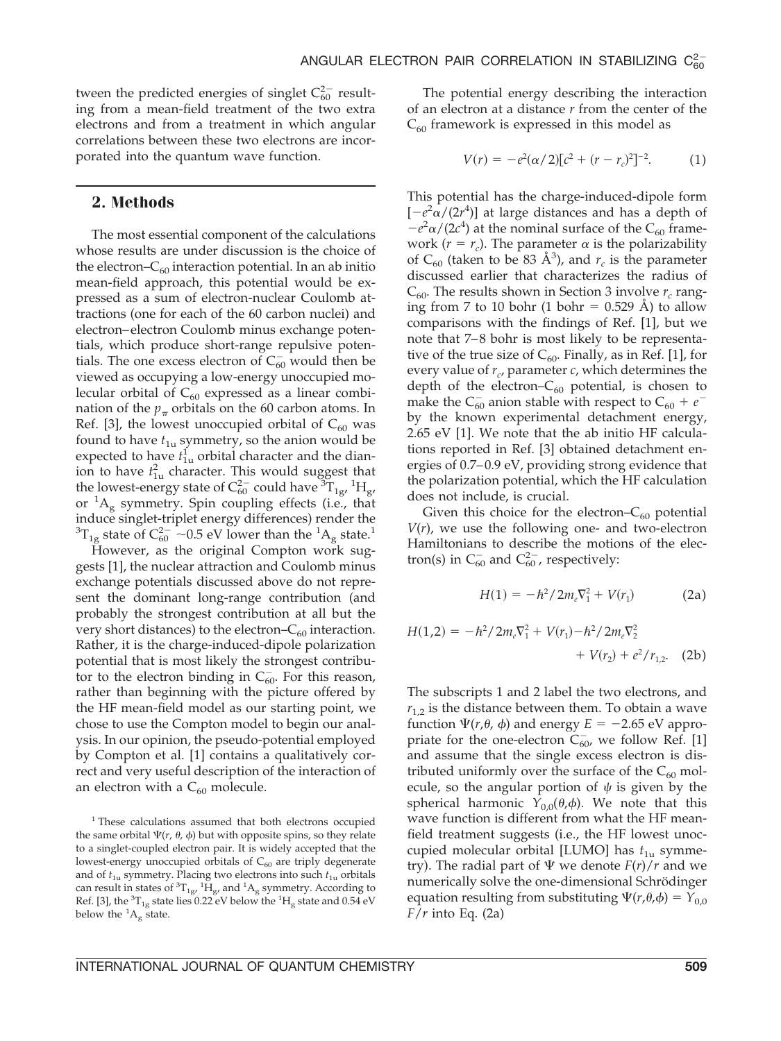tween the predicted energies of singlet $C_{60}^{2-}$ resulting from a mean-field treatment of the two extra electrons and from a treatment in which angular correlations between these two electrons are incorporated into the quantum wave function.

## 2. Methods

The most essential component of the calculations whose results are under discussion is the choice of the electron–$C_{60}$ interaction potential. In an ab initio mean-field approach, this potential would be expressed as a sum of electron-nuclear Coulomb attractions (one for each of the 60 carbon nuclei) and electron–electron Coulomb minus exchange potentials, which produce short-range repulsive potentials. The one excess electron of $C_{60}^{-}$ would then be viewed as occupying a low-energy unoccupied molecular orbital of $C_{60}$ expressed as a linear combination of the $p_\pi$ orbitals on the 60 carbon atoms. In Ref. [3], the lowest unoccupied orbital of $C_{60}$ was found to have $t_{1u}$ symmetry, so the anion would be expected to have $t_{1u}^1$ orbital character and the dianion to have $t_{1u}^2$ character. This would suggest that the lowest-energy state of $C_{60}^{2-}$ could have $^3T_{1g}$, $^1H_g$, or $^1A_g$ symmetry. Spin coupling effects (i.e., that induce singlet-triplet energy differences) render the $^3T_{1g}$ state of $C_{60}^{2-}$ ~0.5 eV lower than the $^1A_g$ state.[1]

However, as the original Compton work suggests [1], the nuclear attraction and Coulomb minus exchange potentials discussed above do not represent the dominant long-range contribution (and probably the strongest contribution at all but the very short distances) to the electron–$C_{60}$ interaction. Rather, it is the charge-induced-dipole polarization potential that is most likely the strongest contributor to the electron binding in $C_{60}^{-}$. For this reason, rather than beginning with the picture offered by the HF mean-field model as our starting point, we chose to use the Compton model to begin our analysis. In our opinion, the pseudo-potential employed by Compton et al. [1] contains a qualitatively correct and very useful description of the interaction of an electron with a $C_{60}$ molecule.

[1] These calculations assumed that both electrons occupied the same orbital $\Psi(r, \theta, \phi)$ but with opposite spins, so they relate to a singlet-coupled electron pair. It is widely accepted that the lowest-energy unoccupied orbitals of $C_{60}$ are triply degenerate and of $t_{1u}$ symmetry. Placing two electrons into such $t_{1u}$ orbitals can result in states of $^3T_{1g}$, $^1H_g$, and $^1A_g$ symmetry. According to Ref. [3], the $^3T_{1g}$ state lies 0.22 eV below the $^1H_g$ state and 0.54 eV below the $^1A_g$ state.

The potential energy describing the interaction of an electron at a distance $r$ from the center of the $C_{60}$ framework is expressed in this model as

$$V(r) = -e^2(\alpha/2)[c^2 + (r - r_c)^2]^{-2}. \quad (1)$$

This potential has the charge-induced-dipole form $[-e^2\alpha/(2r^4)]$ at large distances and has a depth of $-e^2\alpha/(2c^4)$ at the nominal surface of the $C_{60}$ framework ($r = r_c$). The parameter $\alpha$ is the polarizability of $C_{60}$ (taken to be 83 Å$^3$), and $r_c$ is the parameter discussed earlier that characterizes the radius of $C_{60}$. The results shown in Section 3 involve $r_c$ ranging from 7 to 10 bohr (1 bohr = 0.529 Å) to allow comparisons with the findings of Ref. [1], but we note that 7–8 bohr is most likely to be representative of the true size of $C_{60}$. Finally, as in Ref. [1], for every value of $r_c$, parameter $c$, which determines the depth of the electron–$C_{60}$ potential, is chosen to make the $C_{60}^{-}$ anion stable with respect to $C_{60} + e^-$ by the known experimental detachment energy, 2.65 eV [1]. We note that the ab initio HF calculations reported in Ref. [3] obtained detachment energies of 0.7–0.9 eV, providing strong evidence that the polarization potential, which the HF calculation does not include, is crucial.

Given this choice for the electron–$C_{60}$ potential $V(r)$, we use the following one- and two-electron Hamiltonians to describe the motions of the electron(s) in $C_{60}^{-}$ and $C_{60}^{2-}$, respectively:

$$H(1) = -\hbar^2/2m_e\nabla_1^2 + V(r_1) \quad (2a)$$

$$H(1,2) = -\hbar^2/2m_e\nabla_1^2 + V(r_1) - \hbar^2/2m_e\nabla_2^2 + V(r_2) + e^2/r_{1,2}. \quad (2b)$$

The subscripts 1 and 2 label the two electrons, and $r_{1,2}$ is the distance between them. To obtain a wave function $\Psi(r, \theta, \phi)$ and energy $E = -2.65$ eV appropriate for the one-electron $C_{60}^{-}$, we follow Ref. [1] and assume that the single excess electron is distributed uniformly over the surface of the $C_{60}$ molecule, so the angular portion of $\psi$ is given by the spherical harmonic $Y_{0,0}(\theta,\phi)$. We note that this wave function is different from what the HF mean-field treatment suggests (i.e., the HF lowest unoccupied molecular orbital [LUMO] has $t_{1u}$ symmetry). The radial part of $\Psi$ we denote $F(r)/r$ and we numerically solve the one-dimensional Schrödinger equation resulting from substituting $\Psi(r,\theta,\phi) = Y_{0,0}$ $F/r$ into Eq. (2a)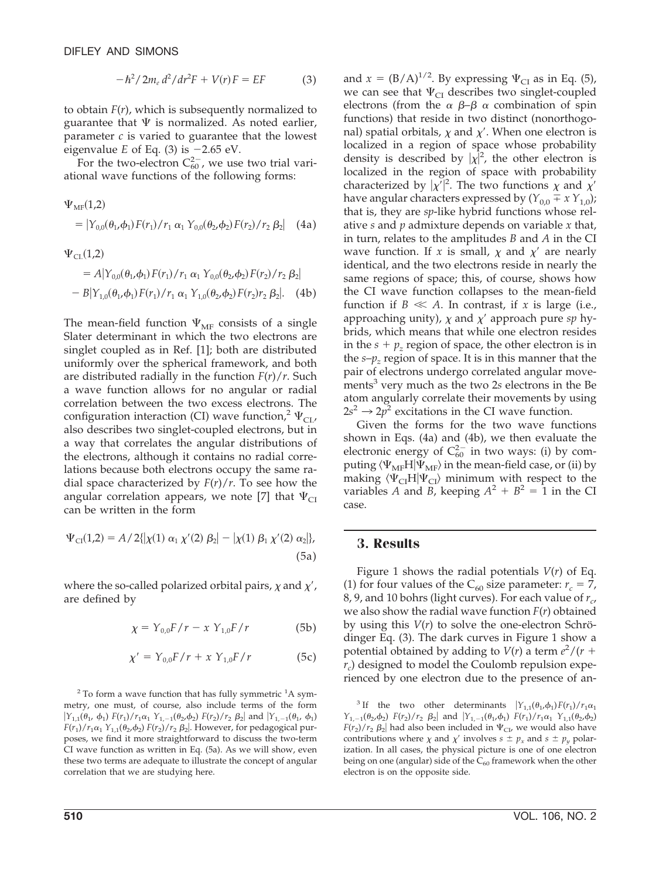$$-\hbar^2/2m_e\, d^2/dr^2 F + V(r)F = EF \quad (3)$$

to obtain $F(r)$, which is subsequently normalized to guarantee that $\Psi$ is normalized. As noted earlier, parameter $c$ is varied to guarantee that the lowest eigenvalue $E$ of Eq. (3) is $-2.65$ eV.

For the two-electron $C_{60}^{2-}$, we use two trial variational wave functions of the following forms:

$$\Psi_{MF}(1,2) = |Y_{0,0}(\theta_1,\phi_1)F(r_1)/r_1\, \alpha_1\, Y_{0,0}(\theta_2,\phi_2)F(r_2)/r_2\, \beta_2| \quad (4a)$$

$$\Psi_{CI}(1,2) = A|Y_{0,0}(\theta_1,\phi_1)F(r_1)/r_1\, \alpha_1\, Y_{0,0}(\theta_2,\phi_2)F(r_2)/r_2\, \beta_2| - B|Y_{1,0}(\theta_1,\phi_1)F(r_1)/r_1\, \alpha_1\, Y_{1,0}(\theta_2,\phi_2)F(r_2)r_2\, \beta_2|. \quad (4b)$$

The mean-field function $\Psi_{MF}$ consists of a single Slater determinant in which the two electrons are singlet coupled as in Ref. [1]; both are distributed uniformly over the spherical framework, and both are distributed radially in the function $F(r)/r$. Such a wave function allows for no angular or radial correlation between the two excess electrons. The configuration interaction (CI) wave function,[2] $\Psi_{CI}$, also describes two singlet-coupled electrons, but in a way that correlates the angular distributions of the electrons, although it contains no radial correlations because both electrons occupy the same radial space characterized by $F(r)/r$. To see how the angular correlation appears, we note [7] that $\Psi_{CI}$ can be written in the form

$$\Psi_{CI}(1,2) = A/2\{|\chi(1)\, \alpha_1\, \chi'(2)\, \beta_2| - |\chi(1)\, \beta_1\, \chi'(2)\, \alpha_2|\}, \quad (5a)$$

where the so-called polarized orbital pairs, $\chi$ and $\chi'$, are defined by

$$\chi = Y_{0,0}F/r - x\, Y_{1,0}F/r \quad (5b)$$

$$\chi' = Y_{0,0}F/r + x\, Y_{1,0}F/r \quad (5c)$$

and $x = (B/A)^{1/2}$. By expressing $\Psi_{CI}$ as in Eq. (5), we can see that $\Psi_{CI}$ describes two singlet-coupled electrons (from the $\alpha\ \beta$–$\beta\ \alpha$ combination of spin functions) that reside in two distinct (nonorthogonal) spatial orbitals, $\chi$ and $\chi'$. When one electron is localized in a region of space whose probability density is described by $|\chi|^2$, the other electron is localized in the region of space with probability characterized by $|\chi'|^2$. The two functions $\chi$ and $\chi'$ have angular characters expressed by $(Y_{0,0} \mp x\, Y_{1,0})$; that is, they are *sp*-like hybrid functions whose relative *s* and *p* admixture depends on variable $x$ that, in turn, relates to the amplitudes $B$ and $A$ in the CI wave function. If $x$ is small, $\chi$ and $\chi'$ are nearly identical, and the two electrons reside in nearly the same regions of space; this, of course, shows how the CI wave function collapses to the mean-field function if $B \ll A$. In contrast, if $x$ is large (i.e., approaching unity), $\chi$ and $\chi'$ approach pure *sp* hybrids, which means that while one electron resides in the $s + p_z$ region of space, the other electron is in the $s$–$p_z$ region of space. It is in this manner that the pair of electrons undergo correlated angular movements[3] very much as the two 2*s* electrons in the Be atom angularly correlate their movements by using $2s^2 \rightarrow 2p^2$ excitations in the CI wave function.

Given the forms for the two wave functions shown in Eqs. (4a) and (4b), we then evaluate the electronic energy of $C_{60}^{2-}$ in two ways: (i) by computing $\langle\Psi_{MF}H|\Psi_{MF}\rangle$ in the mean-field case, or (ii) by making $\langle\Psi_{CI}H|\Psi_{CI}\rangle$ minimum with respect to the variables $A$ and $B$, keeping $A^2 + B^2 = 1$ in the CI case.

## 3. Results

Figure 1 shows the radial potentials $V(r)$ of Eq. (1) for four values of the $C_{60}$ size parameter: $r_c = 7$, 8, 9, and 10 bohrs (light curves). For each value of $r_c$, we also show the radial wave function $F(r)$ obtained by using this $V(r)$ to solve the one-electron Schrödinger Eq. (3). The dark curves in Figure 1 show a potential obtained by adding to $V(r)$ a term $e^2/(r + r_c)$ designed to model the Coulomb repulsion experienced by one electron due to the presence of an-

[2] To form a wave function that has fully symmetric $^1A$ symmetry, one must, of course, also include terms of the form $|Y_{1,1}(\theta_1, \phi_1)\, F(r_1)/r_1\alpha_1\, Y_{1,-1}(\theta_2,\phi_2)\, F(r_2)/r_2\, \beta_2|$ and $|Y_{1,-1}(\theta_1, \phi_1)\, F(r_1)/r_1\alpha_1\, Y_{1,1}(\theta_2,\phi_2)\, F(r_2)/r_2\, \beta_2|$. However, for pedagogical purposes, we find it more straightforward to discuss the two-term CI wave function as written in Eq. (5a). As we will show, even these two terms are adequate to illustrate the concept of angular correlation that we are studying here.

[3] If the two other determinants $|Y_{1,1}(\theta_1,\phi_1)F(r_1)/r_1\alpha_1\, Y_{1,-1}(\theta_2,\phi_2)\, F(r_2)/r_2\, \beta_2|$ and $|Y_{1,-1}(\theta_1,\phi_1)\, F(r_1)/r_1\alpha_1\, Y_{1,1}(\theta_2,\phi_2)\, F(r_2)/r_2\, \beta_2|$ had also been included in $\Psi_{CI}$, we would also have contributions where $\chi$ and $\chi'$ involves $s \pm p_x$ and $s \pm p_y$ polarization. In all cases, the physical picture is one of one electron being on one (angular) side of the $C_{60}$ framework when the other electron is on the opposite side.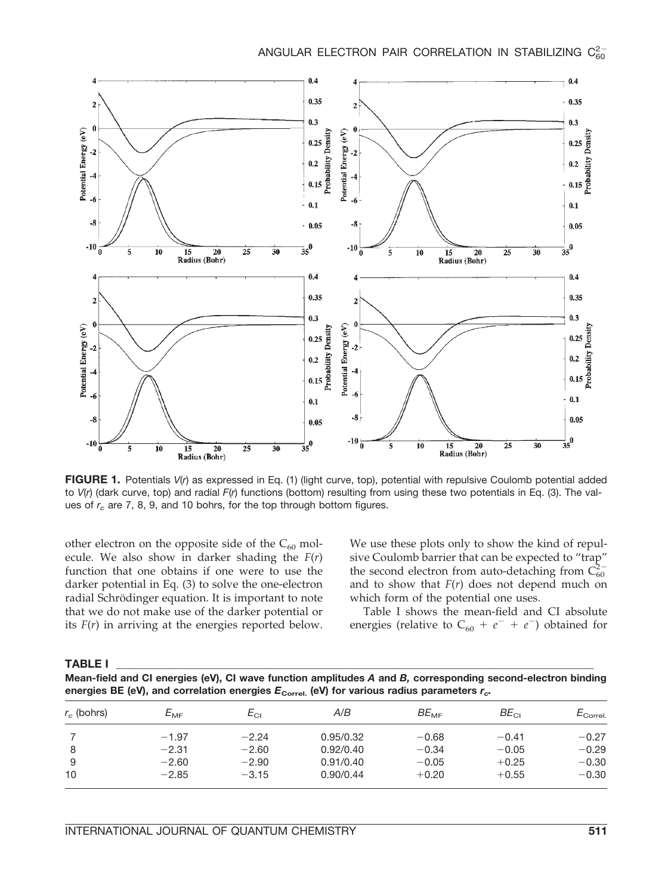**FIGURE 1.** Potentials $V(r)$ as expressed in Eq. (1) (light curve, top), potential with repulsive Coulomb potential added to $V(r)$ (dark curve, top) and radial $F(r)$ functions (bottom) resulting from using these two potentials in Eq. (3). The values of $r_c$ are 7, 8, 9, and 10 bohrs, for the top through bottom figures.

other electron on the opposite side of the $C_{60}$ molecule. We also show in darker shading the $F(r)$ function that one obtains if one were to use the darker potential in Eq. (3) to solve the one-electron radial Schrödinger equation. It is important to note that we do not make use of the darker potential or its $F(r)$ in arriving at the energies reported below. We use these plots only to show the kind of repulsive Coulomb barrier that can be expected to "trap" the second electron from auto-detaching from $C_{60}^{2-}$ and to show that $F(r)$ does not depend much on which form of the potential one uses.

Table I shows the mean-field and CI absolute energies (relative to $C_{60} + e^- + e^-$) obtained for

**TABLE I**
**Mean-field and CI energies (eV), CI wave function amplitudes $A$ and $B$, corresponding second-electron binding energies BE (eV), and correlation energies $E_{\mathrm{Correl.}}$ (eV) for various radius parameters $r_c$.**

| $r_c$ (bohrs) | $E_{\mathrm{MF}}$ | $E_{\mathrm{CI}}$ | $A/B$ | $BE_{\mathrm{MF}}$ | $BE_{\mathrm{CI}}$ | $E_{\mathrm{Correl.}}$ |
|---|---|---|---|---|---|---|
| 7 | −1.97 | −2.24 | 0.95/0.32 | −0.68 | −0.41 | −0.27 |
| 8 | −2.31 | −2.60 | 0.92/0.40 | −0.34 | −0.05 | −0.29 |
| 9 | −2.60 | −2.90 | 0.91/0.40 | −0.05 | +0.25 | −0.30 |
| 10 | −2.85 | −3.15 | 0.90/0.44 | +0.20 | +0.55 | −0.30 |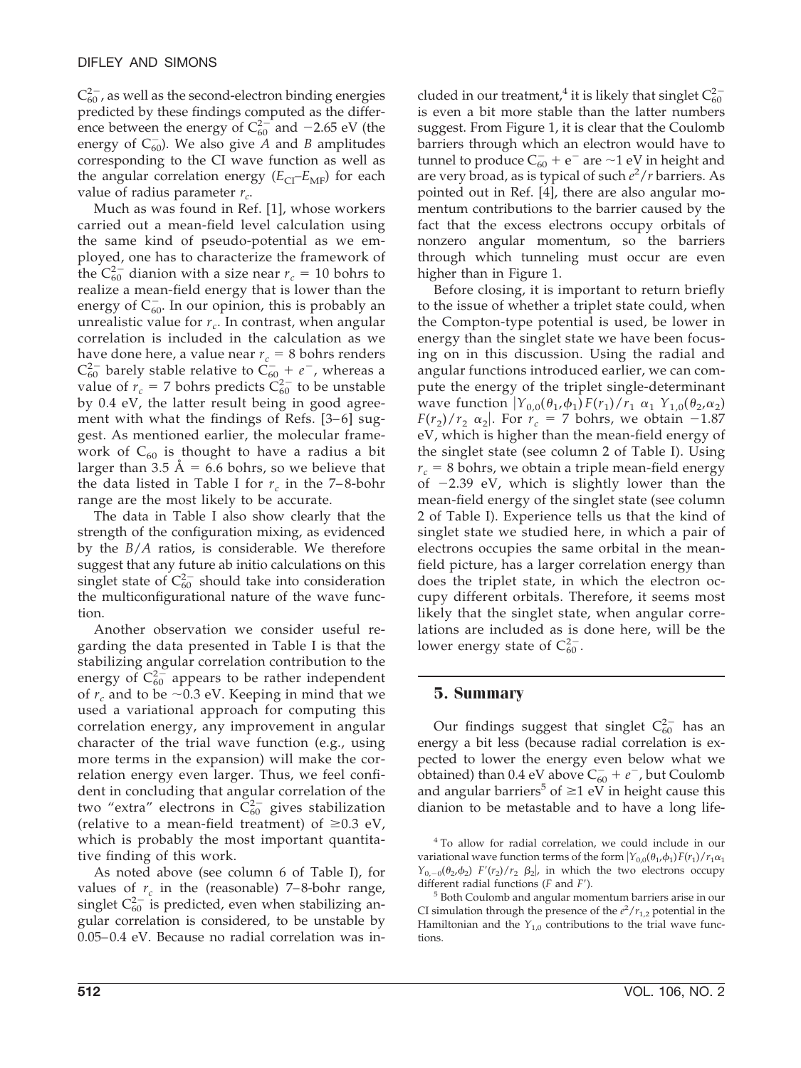$C_{60}^{2-}$, as well as the second-electron binding energies predicted by these findings computed as the difference between the energy of $C_{60}^{2-}$ and $-2.65$ eV (the energy of $C_{60}^{-}$). We also give $A$ and $B$ amplitudes corresponding to the CI wave function as well as the angular correlation energy ($E_{CI}$–$E_{MF}$) for each value of radius parameter $r_c$.

Much as was found in Ref. [1], whose workers carried out a mean-field level calculation using the same kind of pseudo-potential as we employed, one has to characterize the framework of the $C_{60}^{2-}$ dianion with a size near $r_c = 10$ bohrs to realize a mean-field energy that is lower than the energy of $C_{60}^{-}$. In our opinion, this is probably an unrealistic value for $r_c$. In contrast, when angular correlation is included in the calculation as we have done here, a value near $r_c = 8$ bohrs renders $C_{60}^{2-}$ barely stable relative to $C_{60}^{-} + e^{-}$, whereas a value of $r_c = 7$ bohrs predicts $C_{60}^{2-}$ to be unstable by 0.4 eV, the latter result being in good agreement with what the findings of Refs. [3–6] suggest. As mentioned earlier, the molecular framework of $C_{60}$ is thought to have a radius a bit larger than 3.5 Å = 6.6 bohrs, so we believe that the data listed in Table I for $r_c$ in the 7–8-bohr range are the most likely to be accurate.

The data in Table I also show clearly that the strength of the configuration mixing, as evidenced by the $B/A$ ratios, is considerable. We therefore suggest that any future ab initio calculations on this singlet state of $C_{60}^{2-}$ should take into consideration the multiconfigurational nature of the wave function.

Another observation we consider useful regarding the data presented in Table I is that the stabilizing angular correlation contribution to the energy of $C_{60}^{2-}$ appears to be rather independent of $r_c$ and to be ~0.3 eV. Keeping in mind that we used a variational approach for computing this correlation energy, any improvement in angular character of the trial wave function (e.g., using more terms in the expansion) will make the correlation energy even larger. Thus, we feel confident in concluding that angular correlation of the two "extra" electrons in $C_{60}^{2-}$ gives stabilization (relative to a mean-field treatment) of ≥0.3 eV, which is probably the most important quantitative finding of this work.

As noted above (see column 6 of Table I), for values of $r_c$ in the (reasonable) 7–8-bohr range, singlet $C_{60}^{2-}$ is predicted, even when stabilizing angular correlation is considered, to be unstable by 0.05–0.4 eV. Because no radial correlation was included in our treatment,[4] it is likely that singlet $C_{60}^{2-}$ is even a bit more stable than the latter numbers suggest. From Figure 1, it is clear that the Coulomb barriers through which an electron would have to tunnel to produce $C_{60}^{-} + e^{-}$ are ~1 eV in height and are very broad, as is typical of such $e^2/r$ barriers. As pointed out in Ref. [4], there are also angular momentum contributions to the barrier caused by the fact that the excess electrons occupy orbitals of nonzero angular momentum, so the barriers through which tunneling must occur are even higher than in Figure 1.

Before closing, it is important to return briefly to the issue of whether a triplet state could, when the Compton-type potential is used, be lower in energy than the singlet state we have been focusing on in this discussion. Using the radial and angular functions introduced earlier, we can compute the energy of the triplet single-determinant wave function $|Y_{0,0}(\theta_1,\phi_1)F(r_1)/r_1\ \alpha_1\ Y_{1,0}(\theta_2,\alpha_2)\ F(r_2)/r_2\ \alpha_2|$. For $r_c = 7$ bohrs, we obtain $-1.87$ eV, which is higher than the mean-field energy of the singlet state (see column 2 of Table I). Using $r_c = 8$ bohrs, we obtain a triple mean-field energy of $-2.39$ eV, which is slightly lower than the mean-field energy of the singlet state (see column 2 of Table I). Experience tells us that the kind of singlet state we studied here, in which a pair of electrons occupies the same orbital in the mean-field picture, has a larger correlation energy than does the triplet state, in which the electron occupy different orbitals. Therefore, it seems most likely that the singlet state, when angular correlations are included as is done here, will be the lower energy state of $C_{60}^{2-}$.

## 5. Summary

Our findings suggest that singlet $C_{60}^{2-}$ has an energy a bit less (because radial correlation is expected to lower the energy even below what we obtained) than 0.4 eV above $C_{60}^{-} + e^{-}$, but Coulomb and angular barriers[5] of ≥1 eV in height cause this dianion to be metastable and to have a long life-

[4] To allow for radial correlation, we could include in our variational wave function terms of the form $|Y_{0,0}(\theta_1,\phi_1)F(r_1)/r_1\alpha_1\ Y_{0,-0}(\theta_2,\phi_2)\ F'(r_2)/r_2\ \beta_2|$, in which the two electrons occupy different radial functions ($F$ and $F'$).

[5] Both Coulomb and angular momentum barriers arise in our CI simulation through the presence of the $e^2/r_{1,2}$ potential in the Hamiltonian and the $Y_{1,0}$ contributions to the trial wave functions.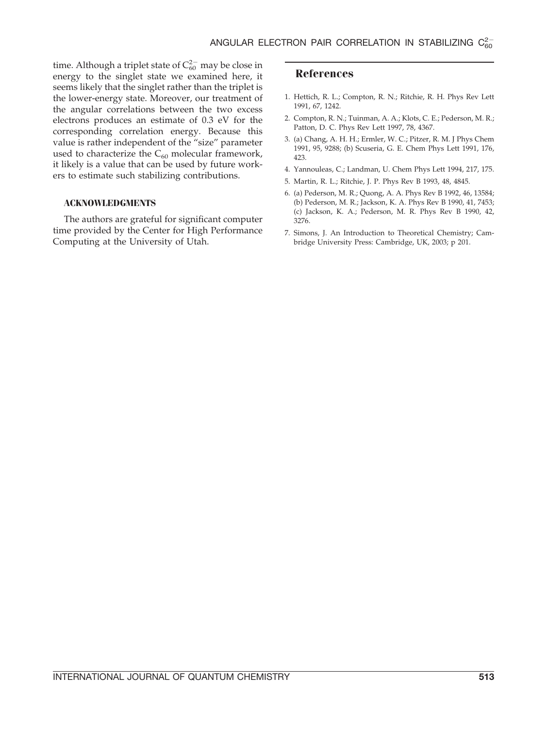time. Although a triplet state of $C_{60}^{2-}$ may be close in energy to the singlet state we examined here, it seems likely that the singlet rather than the triplet is the lower-energy state. Moreover, our treatment of the angular correlations between the two excess electrons produces an estimate of 0.3 eV for the corresponding correlation energy. Because this value is rather independent of the "size" parameter used to characterize the $C_{60}$ molecular framework, it likely is a value that can be used by future workers to estimate such stabilizing contributions.

### ACKNOWLEDGMENTS

The authors are grateful for significant computer time provided by the Center for High Performance Computing at the University of Utah.

## References

1. Hettich, R. L.; Compton, R. N.; Ritchie, R. H. Phys Rev Lett 1991, 67, 1242.
2. Compton, R. N.; Tuinman, A. A.; Klots, C. E.; Pederson, M. R.; Patton, D. C. Phys Rev Lett 1997, 78, 4367.
3. (a) Chang, A. H. H.; Ermler, W. C.; Pitzer, R. M. J Phys Chem 1991, 95, 9288; (b) Scuseria, G. E. Chem Phys Lett 1991, 176, 423.
4. Yannouleas, C.; Landman, U. Chem Phys Lett 1994, 217, 175.
5. Martin, R. L.; Ritchie, J. P. Phys Rev B 1993, 48, 4845.
6. (a) Pederson, M. R.; Quong, A. A. Phys Rev B 1992, 46, 13584; (b) Pederson, M. R.; Jackson, K. A. Phys Rev B 1990, 41, 7453; (c) Jackson, K. A.; Pederson, M. R. Phys Rev B 1990, 42, 3276.
7. Simons, J. An Introduction to Theoretical Chemistry; Cambridge University Press: Cambridge, UK, 2003; p 201.